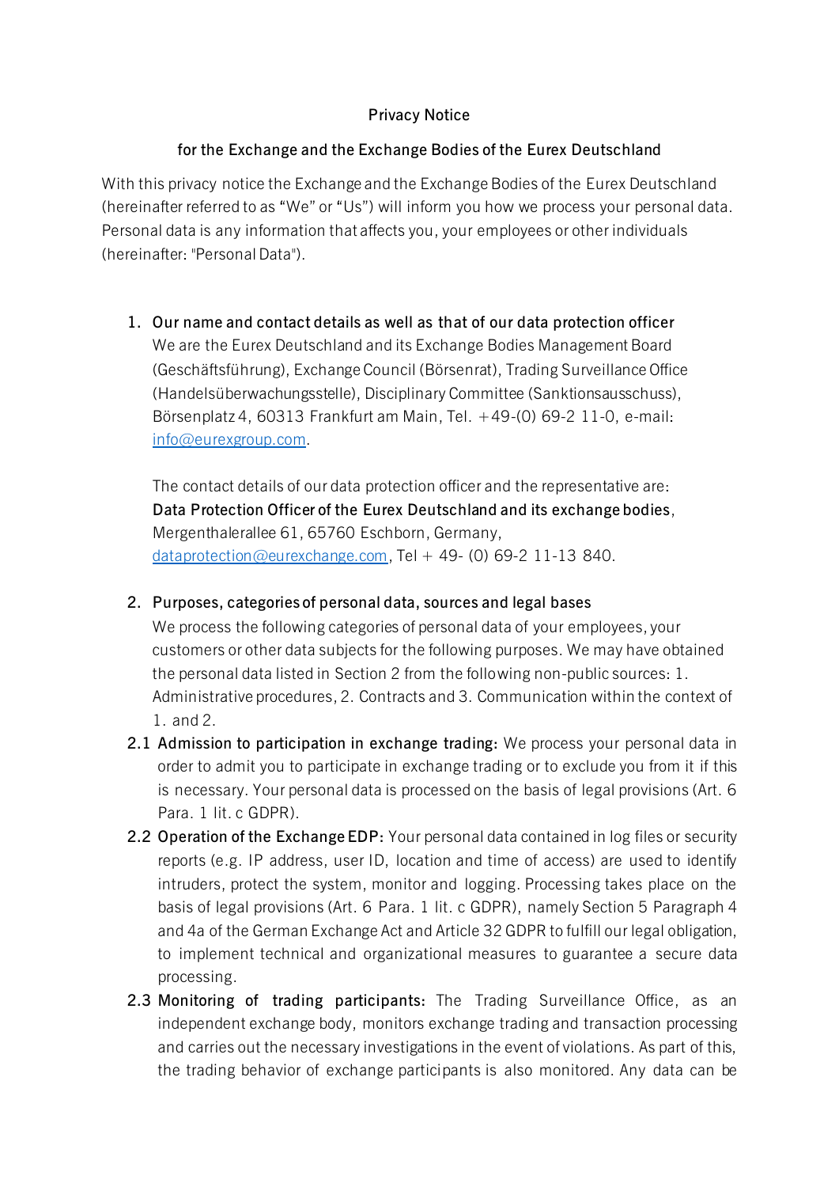# Privacy Notice

## for the Exchange and the Exchange Bodies of the Eurex Deutschland

With this privacy notice the Exchange and the Exchange Bodies of the Eurex Deutschland (hereinafter referred to as "We" or "Us") will inform you how we process your personal data. Personal data is any information that affects you, your employees or other individuals (hereinafter: "Personal Data").

1. **Our name and contact details as well as that of our data protection officer**

   We are the Eurex Deutschland and its Exchange Bodies Management Board (Geschäftsführung), Exchange Council (Börsenrat), Trading Surveillance Office (Handelsüberwachungsstelle), Disciplinary Committee (Sanktionsausschuss), Börsenplatz 4, 60313 Frankfurt am Main, Tel. +49-(0) 69-2 11-0, e-mail: info@eurexgroup.com.

   The contact details of our data protection officer and the representative are: **Data Protection Officer of the Eurex Deutschland and its exchange bodies**, Mergenthalerallee 61, 65760 Eschborn, Germany, dataprotection@eurexchange.com, Tel + 49- (0) 69-2 11-13 840.

2. **Purposes, categories of personal data, sources and legal bases**

   We process the following categories of personal data of your employees, your customers or other data subjects for the following purposes. We may have obtained the personal data listed in Section 2 from the following non-public sources: 1. Administrative procedures, 2. Contracts and 3. Communication within the context of 1. and 2.

2.1 **Admission to participation in exchange trading:** We process your personal data in order to admit you to participate in exchange trading or to exclude you from it if this is necessary. Your personal data is processed on the basis of legal provisions (Art. 6 Para. 1 lit. c GDPR).

2.2 **Operation of the Exchange EDP:** Your personal data contained in log files or security reports (e.g. IP address, user ID, location and time of access) are used to identify intruders, protect the system, monitor and logging. Processing takes place on the basis of legal provisions (Art. 6 Para. 1 lit. c GDPR), namely Section 5 Paragraph 4 and 4a of the German Exchange Act and Article 32 GDPR to fulfill our legal obligation, to implement technical and organizational measures to guarantee a secure data processing.

2.3 **Monitoring of trading participants:** The Trading Surveillance Office, as an independent exchange body, monitors exchange trading and transaction processing and carries out the necessary investigations in the event of violations. As part of this, the trading behavior of exchange participants is also monitored. Any data can be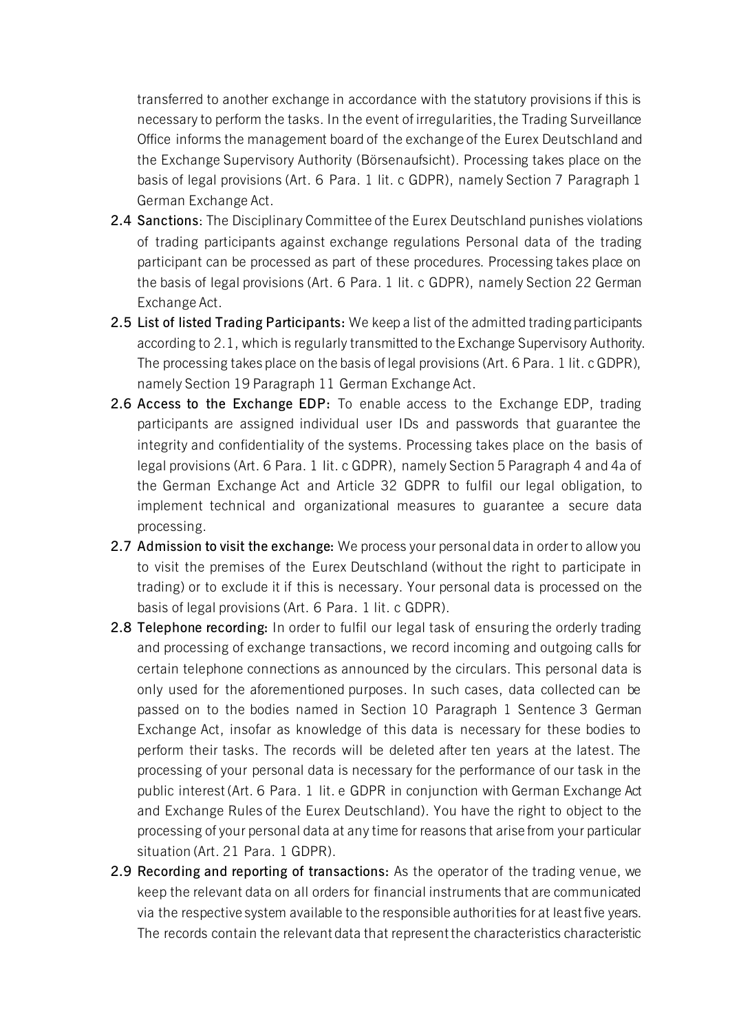transferred to another exchange in accordance with the statutory provisions if this is necessary to perform the tasks. In the event of irregularities, the Trading Surveillance Office informs the management board of the exchange of the Eurex Deutschland and the Exchange Supervisory Authority (Börsenaufsicht). Processing takes place on the basis of legal provisions (Art. 6 Para. 1 lit. c GDPR), namely Section 7 Paragraph 1 German Exchange Act.

2.4 **Sanctions**: The Disciplinary Committee of the Eurex Deutschland punishes violations of trading participants against exchange regulations Personal data of the trading participant can be processed as part of these procedures. Processing takes place on the basis of legal provisions (Art. 6 Para. 1 lit. c GDPR), namely Section 22 German Exchange Act.

2.5 **List of listed Trading Participants:** We keep a list of the admitted trading participants according to 2.1, which is regularly transmitted to the Exchange Supervisory Authority. The processing takes place on the basis of legal provisions (Art. 6 Para. 1 lit. c GDPR), namely Section 19 Paragraph 11 German Exchange Act.

2.6 **Access to the Exchange EDP:** To enable access to the Exchange EDP, trading participants are assigned individual user IDs and passwords that guarantee the integrity and confidentiality of the systems. Processing takes place on the basis of legal provisions (Art. 6 Para. 1 lit. c GDPR), namely Section 5 Paragraph 4 and 4a of the German Exchange Act and Article 32 GDPR to fulfil our legal obligation, to implement technical and organizational measures to guarantee a secure data processing.

2.7 **Admission to visit the exchange:** We process your personal data in order to allow you to visit the premises of the Eurex Deutschland (without the right to participate in trading) or to exclude it if this is necessary. Your personal data is processed on the basis of legal provisions (Art. 6 Para. 1 lit. c GDPR).

2.8 **Telephone recording:** In order to fulfil our legal task of ensuring the orderly trading and processing of exchange transactions, we record incoming and outgoing calls for certain telephone connections as announced by the circulars. This personal data is only used for the aforementioned purposes. In such cases, data collected can be passed on to the bodies named in Section 10 Paragraph 1 Sentence 3 German Exchange Act, insofar as knowledge of this data is necessary for these bodies to perform their tasks. The records will be deleted after ten years at the latest. The processing of your personal data is necessary for the performance of our task in the public interest (Art. 6 Para. 1 lit. e GDPR in conjunction with German Exchange Act and Exchange Rules of the Eurex Deutschland). You have the right to object to the processing of your personal data at any time for reasons that arise from your particular situation (Art. 21 Para. 1 GDPR).

2.9 **Recording and reporting of transactions:** As the operator of the trading venue, we keep the relevant data on all orders for financial instruments that are communicated via the respective system available to the responsible authorities for at least five years. The records contain the relevant data that represent the characteristics characteristic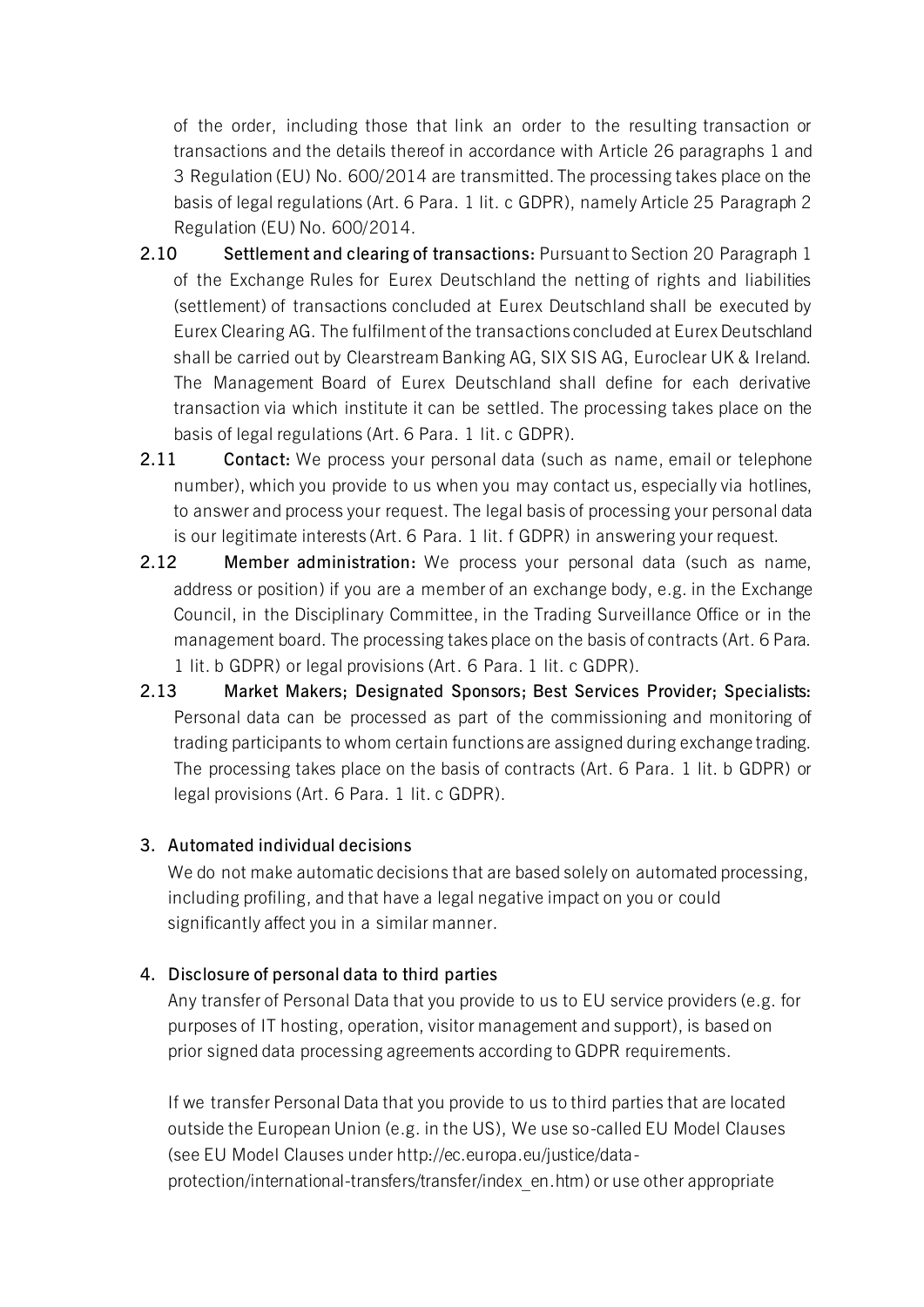of the order, including those that link an order to the resulting transaction or transactions and the details thereof in accordance with Article 26 paragraphs 1 and 3 Regulation (EU) No. 600/2014 are transmitted. The processing takes place on the basis of legal regulations (Art. 6 Para. 1 lit. c GDPR), namely Article 25 Paragraph 2 Regulation (EU) No. 600/2014.

2.10 **Settlement and clearing of transactions:** Pursuant to Section 20 Paragraph 1 of the Exchange Rules for Eurex Deutschland the netting of rights and liabilities (settlement) of transactions concluded at Eurex Deutschland shall be executed by Eurex Clearing AG. The fulfilment of the transactions concluded at Eurex Deutschland shall be carried out by Clearstream Banking AG, SIX SIS AG, Euroclear UK & Ireland. The Management Board of Eurex Deutschland shall define for each derivative transaction via which institute it can be settled. The processing takes place on the basis of legal regulations (Art. 6 Para. 1 lit. c GDPR).

2.11 **Contact:** We process your personal data (such as name, email or telephone number), which you provide to us when you may contact us, especially via hotlines, to answer and process your request. The legal basis of processing your personal data is our legitimate interests (Art. 6 Para. 1 lit. f GDPR) in answering your request.

2.12 **Member administration:** We process your personal data (such as name, address or position) if you are a member of an exchange body, e.g. in the Exchange Council, in the Disciplinary Committee, in the Trading Surveillance Office or in the management board. The processing takes place on the basis of contracts (Art. 6 Para. 1 lit. b GDPR) or legal provisions (Art. 6 Para. 1 lit. c GDPR).

2.13 **Market Makers; Designated Sponsors; Best Services Provider; Specialists:** Personal data can be processed as part of the commissioning and monitoring of trading participants to whom certain functions are assigned during exchange trading. The processing takes place on the basis of contracts (Art. 6 Para. 1 lit. b GDPR) or legal provisions (Art. 6 Para. 1 lit. c GDPR).

## 3. Automated individual decisions

We do not make automatic decisions that are based solely on automated processing, including profiling, and that have a legal negative impact on you or could significantly affect you in a similar manner.

## 4. Disclosure of personal data to third parties

Any transfer of Personal Data that you provide to us to EU service providers (e.g. for purposes of IT hosting, operation, visitor management and support), is based on prior signed data processing agreements according to GDPR requirements.

If we transfer Personal Data that you provide to us to third parties that are located outside the European Union (e.g. in the US), We use so-called EU Model Clauses (see EU Model Clauses under http://ec.europa.eu/justice/data-protection/international-transfers/transfer/index_en.htm) or use other appropriate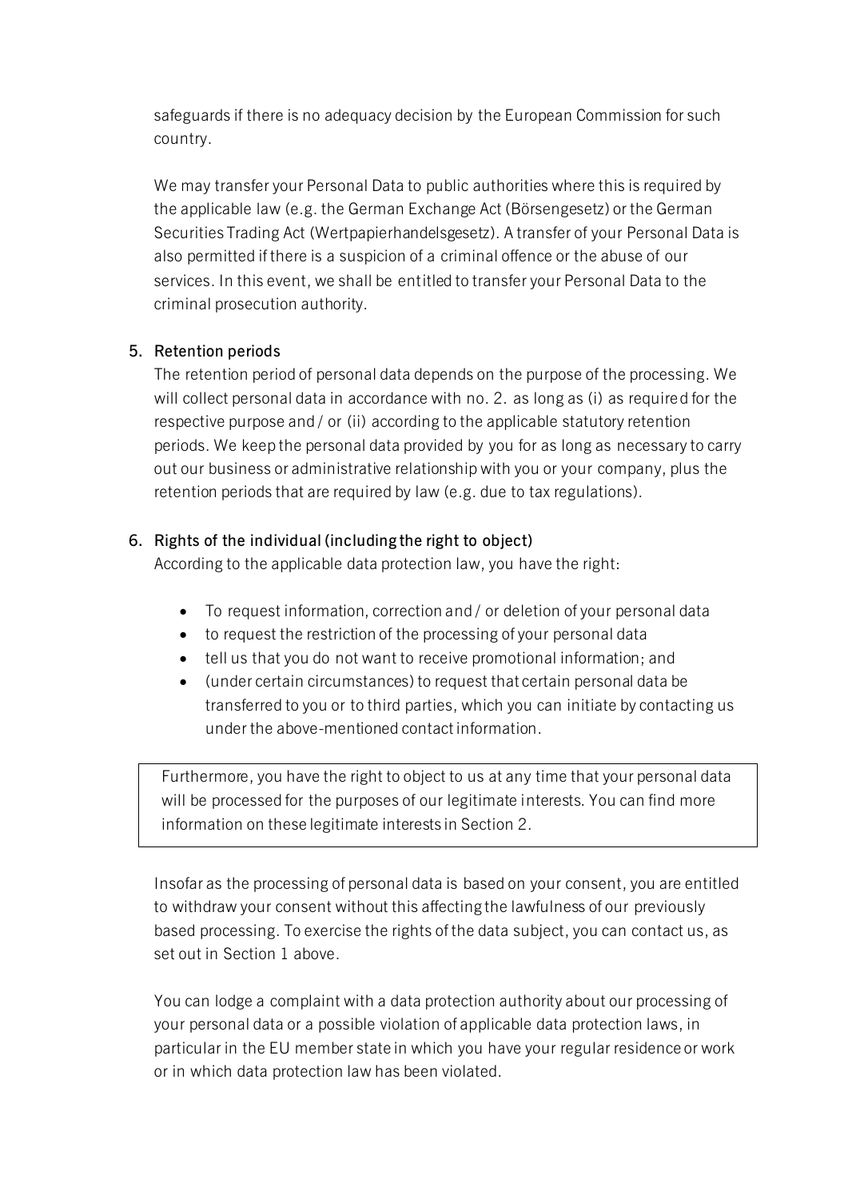safeguards if there is no adequacy decision by the European Commission for such country.

We may transfer your Personal Data to public authorities where this is required by the applicable law (e.g. the German Exchange Act (Börsengesetz) or the German Securities Trading Act (Wertpapierhandelsgesetz). A transfer of your Personal Data is also permitted if there is a suspicion of a criminal offence or the abuse of our services. In this event, we shall be entitled to transfer your Personal Data to the criminal prosecution authority.

## 5. Retention periods

The retention period of personal data depends on the purpose of the processing. We will collect personal data in accordance with no. 2. as long as (i) as required for the respective purpose and / or (ii) according to the applicable statutory retention periods. We keep the personal data provided by you for as long as necessary to carry out our business or administrative relationship with you or your company, plus the retention periods that are required by law (e.g. due to tax regulations).

## 6. Rights of the individual (including the right to object)

According to the applicable data protection law, you have the right:

- To request information, correction and / or deletion of your personal data
- to request the restriction of the processing of your personal data
- tell us that you do not want to receive promotional information; and
- (under certain circumstances) to request that certain personal data be transferred to you or to third parties, which you can initiate by contacting us under the above-mentioned contact information.

> Furthermore, you have the right to object to us at any time that your personal data will be processed for the purposes of our legitimate interests. You can find more information on these legitimate interests in Section 2.

Insofar as the processing of personal data is based on your consent, you are entitled to withdraw your consent without this affecting the lawfulness of our previously based processing. To exercise the rights of the data subject, you can contact us, as set out in Section 1 above.

You can lodge a complaint with a data protection authority about our processing of your personal data or a possible violation of applicable data protection laws, in particular in the EU member state in which you have your regular residence or work or in which data protection law has been violated.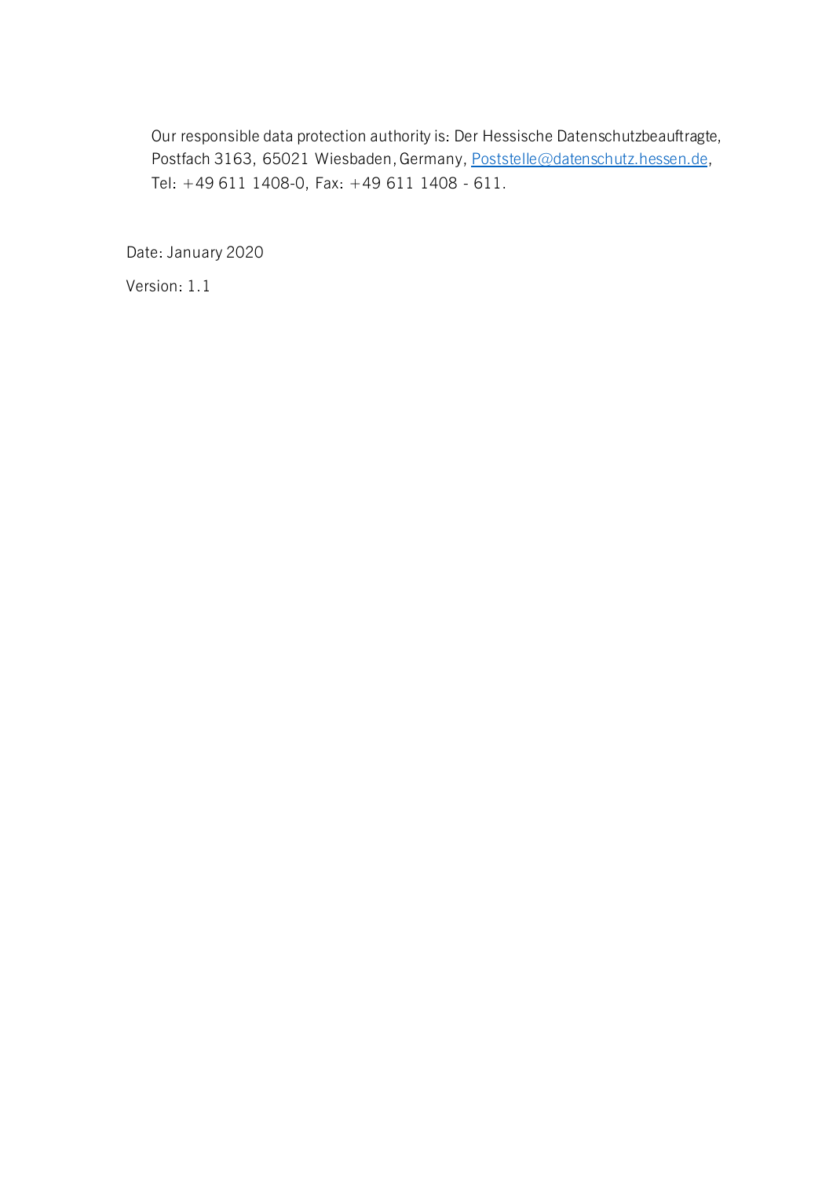Our responsible data protection authority is: Der Hessische Datenschutzbeauftragte, Postfach 3163, 65021 Wiesbaden, Germany, Poststelle@datenschutz.hessen.de, Tel: +49 611 1408-0, Fax: +49 611 1408 - 611.

Date: January 2020

Version: 1.1